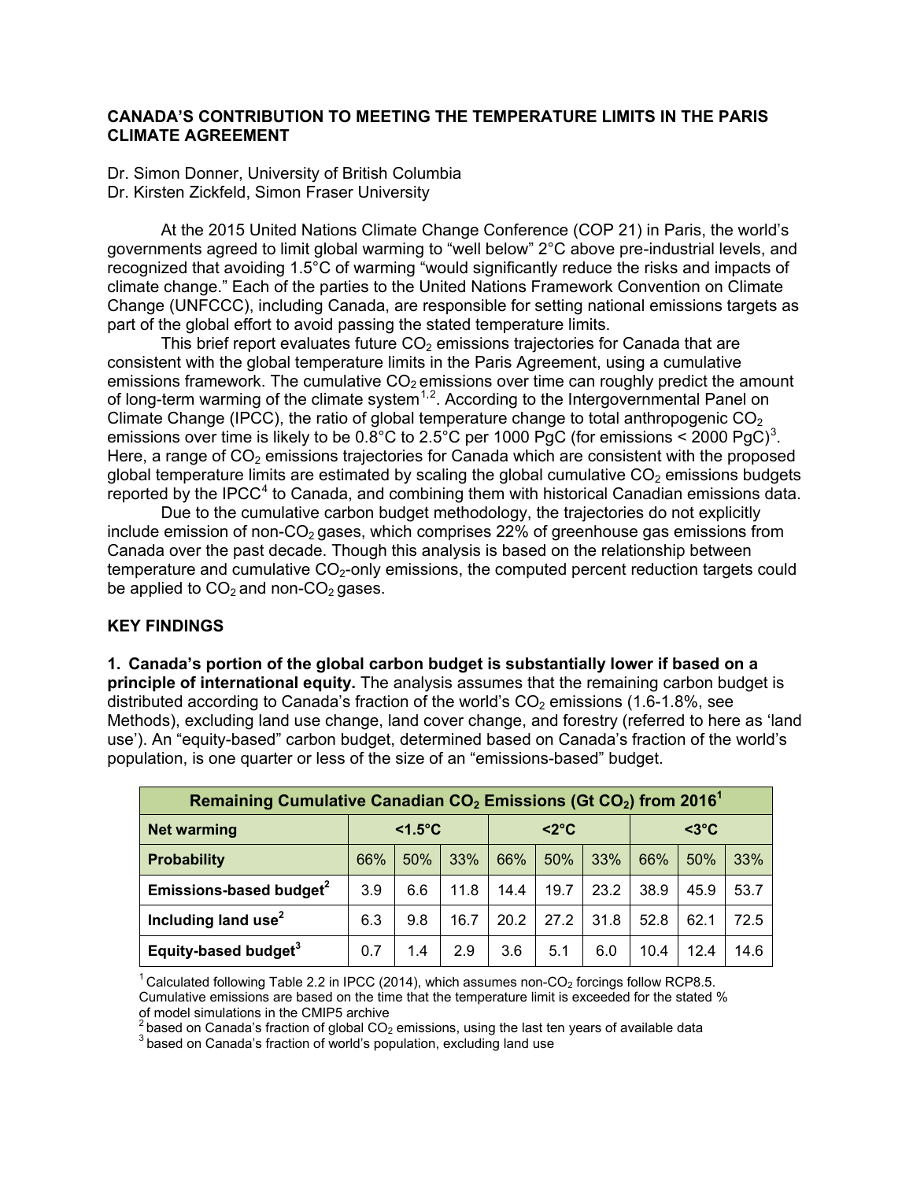# CANADA'S CONTRIBUTION TO MEETING THE TEMPERATURE LIMITS IN THE PARIS CLIMATE AGREEMENT

Dr. Simon Donner, University of British Columbia
Dr. Kirsten Zickfeld, Simon Fraser University

At the 2015 United Nations Climate Change Conference (COP 21) in Paris, the world's governments agreed to limit global warming to "well below" 2°C above pre-industrial levels, and recognized that avoiding 1.5°C of warming "would significantly reduce the risks and impacts of climate change." Each of the parties to the United Nations Framework Convention on Climate Change (UNFCCC), including Canada, are responsible for setting national emissions targets as part of the global effort to avoid passing the stated temperature limits.

This brief report evaluates future $CO_2$ emissions trajectories for Canada that are consistent with the global temperature limits in the Paris Agreement, using a cumulative emissions framework. The cumulative $CO_2$ emissions over time can roughly predict the amount of long-term warming of the climate system[1,2]. According to the Intergovernmental Panel on Climate Change (IPCC), the ratio of global temperature change to total anthropogenic $CO_2$ emissions over time is likely to be 0.8°C to 2.5°C per 1000 PgC (for emissions < 2000 PgC)[3]. Here, a range of $CO_2$ emissions trajectories for Canada which are consistent with the proposed global temperature limits are estimated by scaling the global cumulative $CO_2$ emissions budgets reported by the IPCC[4] to Canada, and combining them with historical Canadian emissions data.

Due to the cumulative carbon budget methodology, the trajectories do not explicitly include emission of non-$CO_2$ gases, which comprises 22% of greenhouse gas emissions from Canada over the past decade. Though this analysis is based on the relationship between temperature and cumulative $CO_2$-only emissions, the computed percent reduction targets could be applied to $CO_2$ and non-$CO_2$ gases.

## KEY FINDINGS

**1. Canada's portion of the global carbon budget is substantially lower if based on a principle of international equity.** The analysis assumes that the remaining carbon budget is distributed according to Canada's fraction of the world's $CO_2$ emissions (1.6-1.8%, see Methods), excluding land use change, land cover change, and forestry (referred to here as 'land use'). An "equity-based" carbon budget, determined based on Canada's fraction of the world's population, is one quarter or less of the size of an "emissions-based" budget.

| Remaining Cumulative Canadian $CO_2$ Emissions (Gt $CO_2$) from 2016[1] | | | | | | | | | |
|---|---|---|---|---|---|---|---|---|---|
| **Net warming** | **<1.5°C** | | | **<2°C** | | | **<3°C** | | |
| **Probability** | 66% | 50% | 33% | 66% | 50% | 33% | 66% | 50% | 33% |
| **Emissions-based budget[2]** | 3.9 | 6.6 | 11.8 | 14.4 | 19.7 | 23.2 | 38.9 | 45.9 | 53.7 |
| **Including land use[2]** | 6.3 | 9.8 | 16.7 | 20.2 | 27.2 | 31.8 | 52.8 | 62.1 | 72.5 |
| **Equity-based budget[3]** | 0.7 | 1.4 | 2.9 | 3.6 | 5.1 | 6.0 | 10.4 | 12.4 | 14.6 |

[1] Calculated following Table 2.2 in IPCC (2014), which assumes non-$CO_2$ forcings follow RCP8.5. Cumulative emissions are based on the time that the temperature limit is exceeded for the stated % of model simulations in the CMIP5 archive
[2] based on Canada's fraction of global $CO_2$ emissions, using the last ten years of available data
[3] based on Canada's fraction of world's population, excluding land use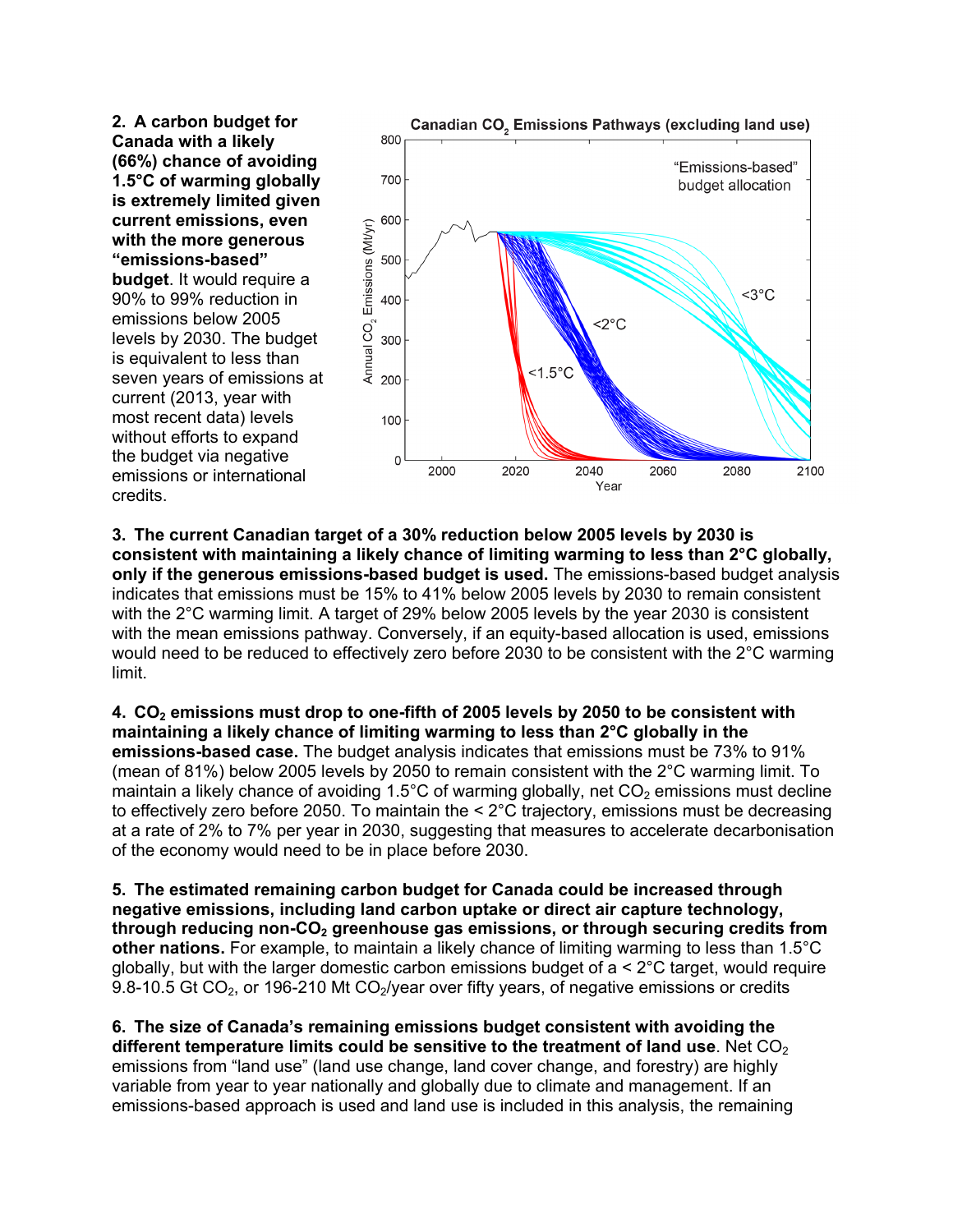**2. A carbon budget for Canada with a likely (66%) chance of avoiding 1.5°C of warming globally is extremely limited given current emissions, even with the more generous "emissions-based" budget**. It would require a 90% to 99% reduction in emissions below 2005 levels by 2030. The budget is equivalent to less than seven years of emissions at current (2013, year with most recent data) levels without efforts to expand the budget via negative emissions or international credits.

Canadian $CO_2$ Emissions Pathways (excluding land use)

"Emissions-based" budget allocation

Annual $CO_2$ Emissions (Mt/yr)

800
700
600
500
400
300
200
100
0

<3°C
<2°C
<1.5°C

2000
2020
2040
2060
2080
2100

Year

**3. The current Canadian target of a 30% reduction below 2005 levels by 2030 is consistent with maintaining a likely chance of limiting warming to less than 2°C globally, only if the generous emissions-based budget is used.** The emissions-based budget analysis indicates that emissions must be 15% to 41% below 2005 levels by 2030 to remain consistent with the 2°C warming limit. A target of 29% below 2005 levels by the year 2030 is consistent with the mean emissions pathway. Conversely, if an equity-based allocation is used, emissions would need to be reduced to effectively zero before 2030 to be consistent with the 2°C warming limit.

**4. $CO_2$ emissions must drop to one-fifth of 2005 levels by 2050 to be consistent with maintaining a likely chance of limiting warming to less than 2°C globally in the emissions-based case.** The budget analysis indicates that emissions must be 73% to 91% (mean of 81%) below 2005 levels by 2050 to remain consistent with the 2°C warming limit. To maintain a likely chance of avoiding 1.5°C of warming globally, net $CO_2$ emissions must decline to effectively zero before 2050. To maintain the < 2°C trajectory, emissions must be decreasing at a rate of 2% to 7% per year in 2030, suggesting that measures to accelerate decarbonisation of the economy would need to be in place before 2030.

**5. The estimated remaining carbon budget for Canada could be increased through negative emissions, including land carbon uptake or direct air capture technology, through reducing non-$CO_2$ greenhouse gas emissions, or through securing credits from other nations.** For example, to maintain a likely chance of limiting warming to less than 1.5°C globally, but with the larger domestic carbon emissions budget of a < 2°C target, would require 9.8-10.5 Gt $CO_2$, or 196-210 Mt $CO_2$/year over fifty years, of negative emissions or credits

**6. The size of Canada's remaining emissions budget consistent with avoiding the different temperature limits could be sensitive to the treatment of land use**. Net $CO_2$ emissions from "land use" (land use change, land cover change, and forestry) are highly variable from year to year nationally and globally due to climate and management. If an emissions-based approach is used and land use is included in this analysis, the remaining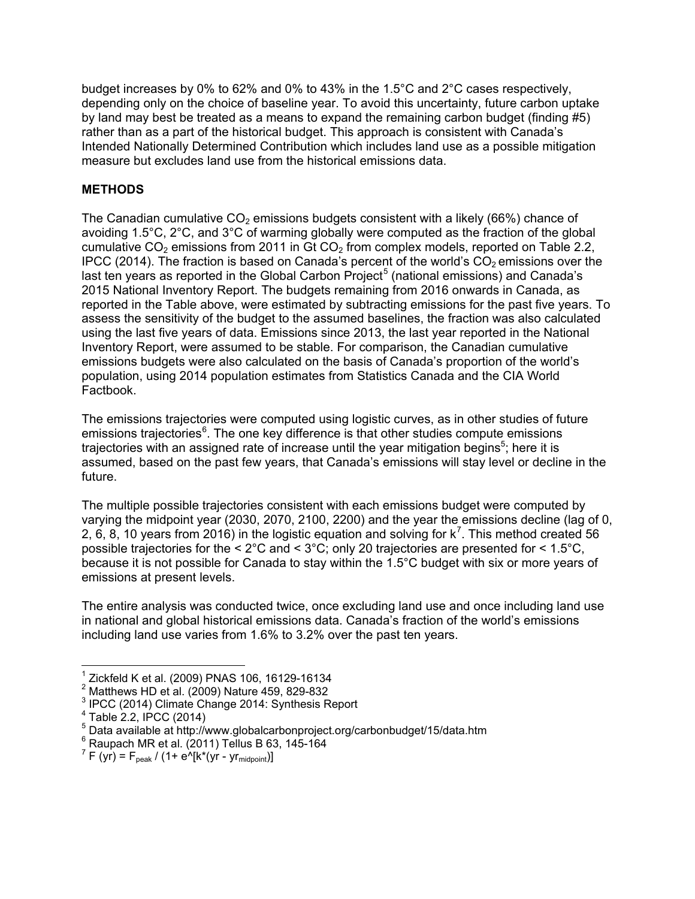budget increases by 0% to 62% and 0% to 43% in the 1.5°C and 2°C cases respectively, depending only on the choice of baseline year. To avoid this uncertainty, future carbon uptake by land may best be treated as a means to expand the remaining carbon budget (finding #5) rather than as a part of the historical budget. This approach is consistent with Canada's Intended Nationally Determined Contribution which includes land use as a possible mitigation measure but excludes land use from the historical emissions data.

## METHODS

The Canadian cumulative $CO_2$ emissions budgets consistent with a likely (66%) chance of avoiding 1.5°C, 2°C, and 3°C of warming globally were computed as the fraction of the global cumulative $CO_2$ emissions from 2011 in Gt $CO_2$ from complex models, reported on Table 2.2, IPCC (2014). The fraction is based on Canada's percent of the world's $CO_2$ emissions over the last ten years as reported in the Global Carbon Project[5] (national emissions) and Canada's 2015 National Inventory Report. The budgets remaining from 2016 onwards in Canada, as reported in the Table above, were estimated by subtracting emissions for the past five years. To assess the sensitivity of the budget to the assumed baselines, the fraction was also calculated using the last five years of data. Emissions since 2013, the last year reported in the National Inventory Report, were assumed to be stable. For comparison, the Canadian cumulative emissions budgets were also calculated on the basis of Canada's proportion of the world's population, using 2014 population estimates from Statistics Canada and the CIA World Factbook.

The emissions trajectories were computed using logistic curves, as in other studies of future emissions trajectories[6]. The one key difference is that other studies compute emissions trajectories with an assigned rate of increase until the year mitigation begins[5]; here it is assumed, based on the past few years, that Canada's emissions will stay level or decline in the future.

The multiple possible trajectories consistent with each emissions budget were computed by varying the midpoint year (2030, 2070, 2100, 2200) and the year the emissions decline (lag of 0, 2, 6, 8, 10 years from 2016) in the logistic equation and solving for k[7]. This method created 56 possible trajectories for the < 2°C and < 3°C; only 20 trajectories are presented for < 1.5°C, because it is not possible for Canada to stay within the 1.5°C budget with six or more years of emissions at present levels.

The entire analysis was conducted twice, once excluding land use and once including land use in national and global historical emissions data. Canada's fraction of the world's emissions including land use varies from 1.6% to 3.2% over the past ten years.

---

[1] Zickfeld K et al. (2009) PNAS 106, 16129-16134
[2] Matthews HD et al. (2009) Nature 459, 829-832
[3] IPCC (2014) Climate Change 2014: Synthesis Report
[4] Table 2.2, IPCC (2014)
[5] Data available at http://www.globalcarbonproject.org/carbonbudget/15/data.htm
[6] Raupach MR et al. (2011) Tellus B 63, 145-164
[7] $F(yr) = F_{peak} / (1 + e^{[k*(yr - yr_{midpoint})]})$